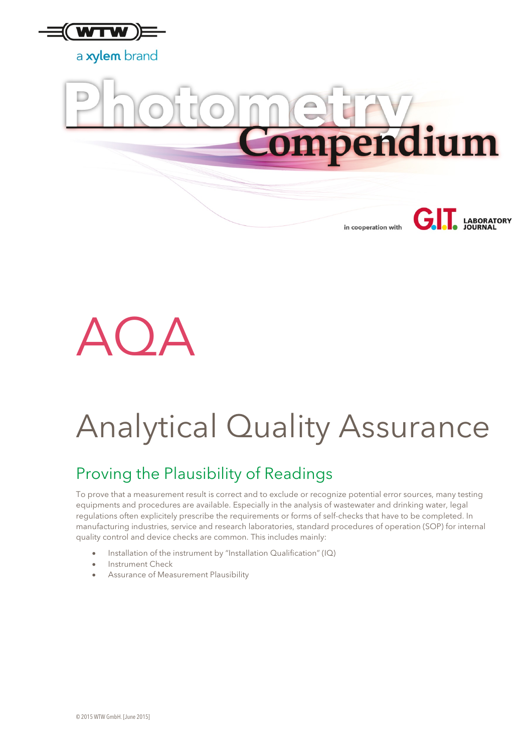WTW

a xylem brand

# Photometry Compendium

in cooperation with G.I.T. LABORATORY JOURNAL

# AQA

# Analytical Quality Assurance

## Proving the Plausibility of Readings

To prove that a measurement result is correct and to exclude or recognize potential error sources, many testing equipments and procedures are available. Especially in the analysis of wastewater and drinking water, legal regulations often explicitely prescribe the requirements or forms of self-checks that have to be completed. In manufacturing industries, service and research laboratories, standard procedures of operation (SOP) for internal quality control and device checks are common. This includes mainly:

- Installation of the instrument by "Installation Qualification" (IQ)
- Instrument Check
- Assurance of Measurement Plausibility

© 2015 WTW GmbH. [June 2015]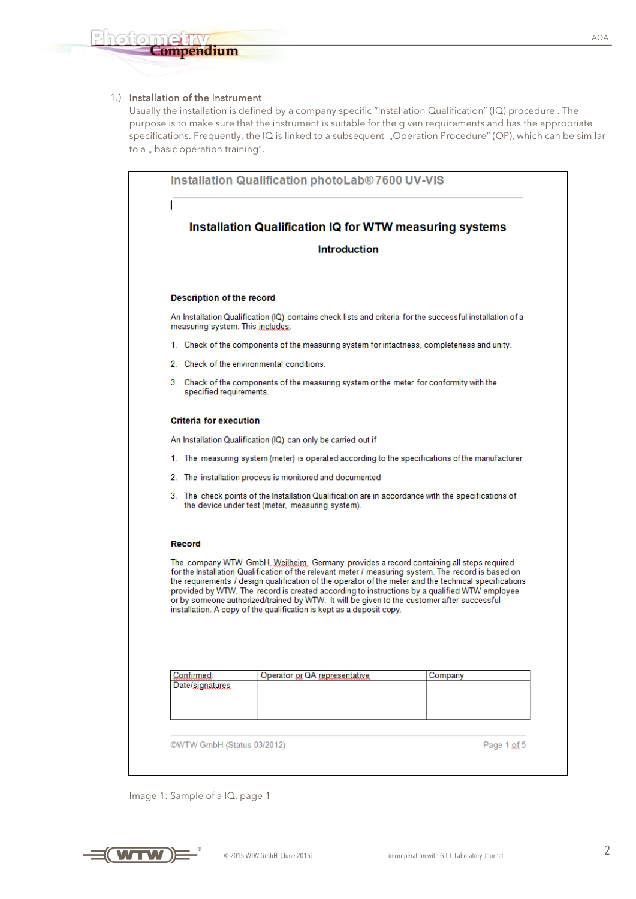1.) Installation of the Instrument

Usually the installation is defined by a company specific "Installation Qualification" (IQ) procedure . The purpose is to make sure that the instrument is suitable for the given requirements and has the appropriate specifications. Frequently, the IQ is linked to a subsequent „Operation Procedure" (OP), which can be similar to a „ basic operation training".

Installation Qualification photoLab® 7600 UV-VIS

## Installation Qualification IQ for WTW measuring systems

### Introduction

**Description of the record**

An Installation Qualification (IQ) contains check lists and criteria for the successful installation of a measuring system. This includes:

1. Check of the components of the measuring system for intactness, completeness and unity.
2. Check of the environmental conditions.
3. Check of the components of the measuring system or the meter for conformity with the specified requirements.

**Criteria for execution**

An Installation Qualification (IQ) can only be carried out if

1. The measuring system (meter) is operated according to the specifications of the manufacturer
2. The installation process is monitored and documented
3. The check points of the Installation Qualification are in accordance with the specifications of the device under test (meter, measuring system).

**Record**

The company WTW GmbH, Weilheim, Germany provides a record containing all steps required for the Installation Qualification of the relevant meter / measuring system. The record is based on the requirements / design qualification of the operator of the meter and the technical specifications provided by WTW. The record is created according to instructions by a qualified WTW employee or by someone authorized/trained by WTW. It will be given to the customer after successful installation. A copy of the qualification is kept as a deposit copy.

| Confirmed: | Operator or QA representative | Company |
|---|---|---|
| Date/signatures | | |

©WTW GmbH (Status 03/2012) Page 1 of 5

Image 1: Sample of a IQ, page 1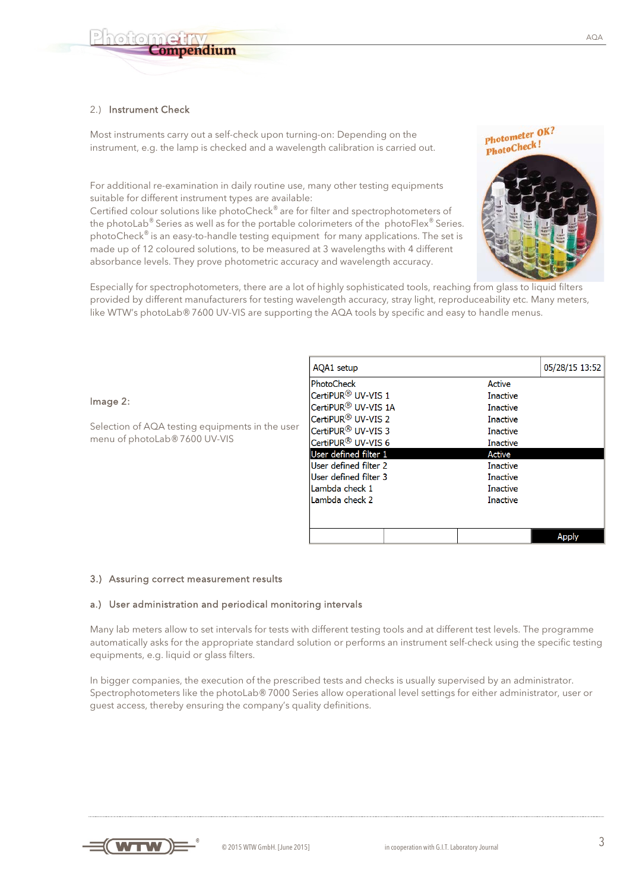## 2.) Instrument Check

Most instruments carry out a self-check upon turning-on: Depending on the instrument, e.g. the lamp is checked and a wavelength calibration is carried out.

For additional re-examination in daily routine use, many other testing equipments suitable for different instrument types are available:
Certified colour solutions like photoCheck® are for filter and spectrophotometers of the photoLab® Series as well as for the portable colorimeters of the photoFlex® Series. photoCheck® is an easy-to-handle testing equipment for many applications. The set is made up of 12 coloured solutions, to be measured at 3 wavelengths with 4 different absorbance levels. They prove photometric accuracy and wavelength accuracy.

Especially for spectrophotometers, there are a lot of highly sophisticated tools, reaching from glass to liquid filters provided by different manufacturers for testing wavelength accuracy, stray light, reproduceability etc. Many meters, like WTW's photoLab® 7600 UV-VIS are supporting the AQA tools by specific and easy to handle menus.

Image 2:

Selection of AQA testing equipments in the user menu of photoLab® 7600 UV-VIS

| AQA1 setup | 05/28/15 13:52 |
|---|---|
| PhotoCheck | Active |
| CertiPUR® UV-VIS 1 | Inactive |
| CertiPUR® UV-VIS 1A | Inactive |
| CertiPUR® UV-VIS 2 | Inactive |
| CertiPUR® UV-VIS 3 | Inactive |
| CertiPUR® UV-VIS 6 | Inactive |
| User defined filter 1 | Active |
| User defined filter 2 | Inactive |
| User defined filter 3 | Inactive |
| Lambda check 1 | Inactive |
| Lambda check 2 | Inactive |
| | Apply |

## 3.) Assuring correct measurement results

### a.) User administration and periodical monitoring intervals

Many lab meters allow to set intervals for tests with different testing tools and at different test levels. The programme automatically asks for the appropriate standard solution or performs an instrument self-check using the specific testing equipments, e.g. liquid or glass filters.

In bigger companies, the execution of the prescribed tests and checks is usually supervised by an administrator. Spectrophotometers like the photoLab® 7000 Series allow operational level settings for either administrator, user or guest access, thereby ensuring the company's quality definitions.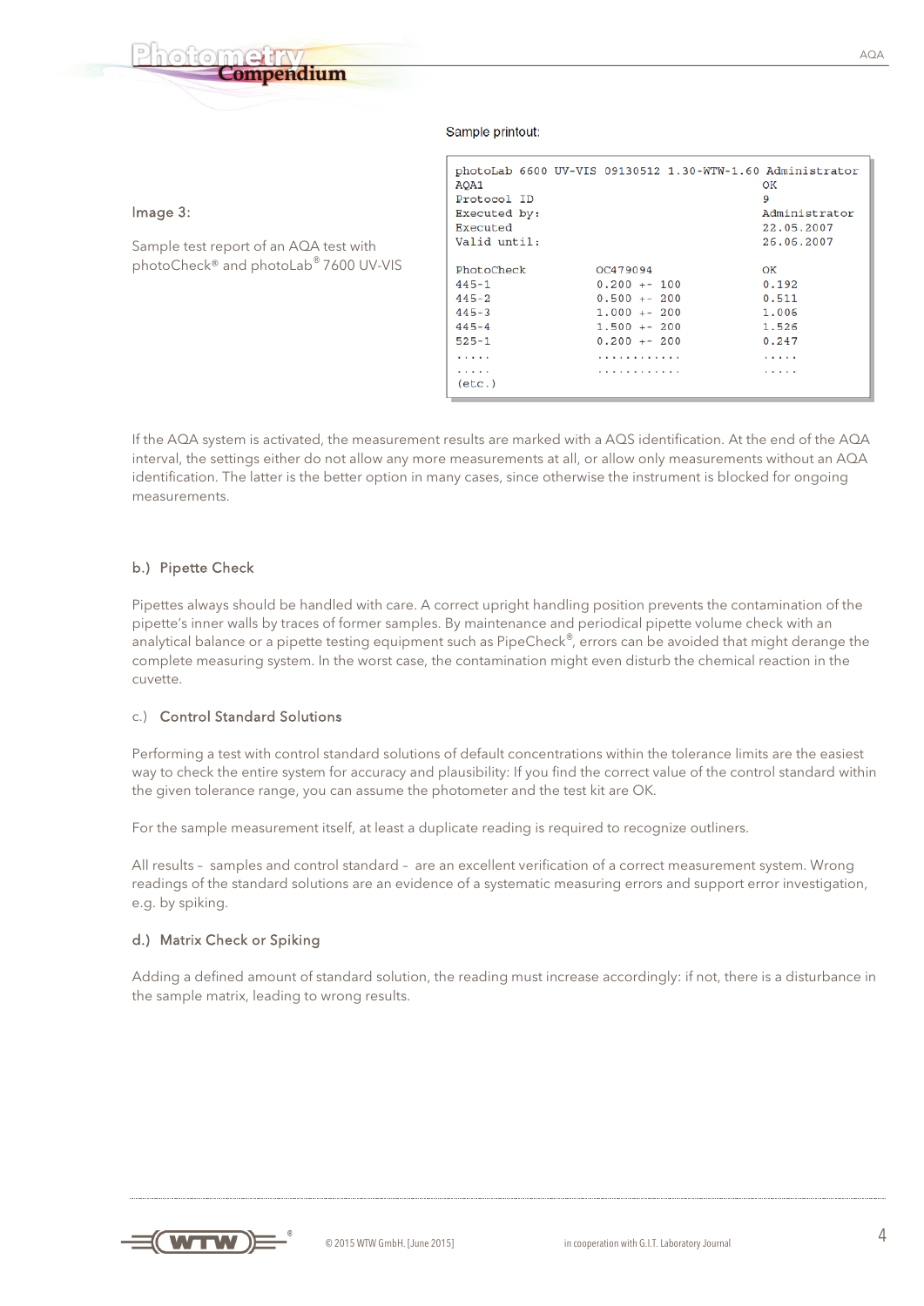Image 3:

Sample test report of an AQA test with photoCheck® and photoLab® 7600 UV-VIS

Sample printout:

```
photoLab 6600 UV-VIS 09130512 1.30-WTW-1.60 Administrator
AQA1                                        OK
Protocol ID                                 9
Executed by:                                Administrator
Executed                                    22.05.2007
Valid until:                                26.06.2007

PhotoCheck              OC479094            OK
445-1                   0.200 +- 100        0.192
445-2                   0.500 +- 200        0.511
445-3                   1.000 +- 200        1.006
445-4                   1.500 +- 200        1.526
525-1                   0.200 +- 200        0.247
.....                   ............        .....
.....                   ............        .....
(etc.)
```

If the AQA system is activated, the measurement results are marked with a AQS identification. At the end of the AQA interval, the settings either do not allow any more measurements at all, or allow only measurements without an AQA identification. The latter is the better option in many cases, since otherwise the instrument is blocked for ongoing measurements.

### b.) Pipette Check

Pipettes always should be handled with care. A correct upright handling position prevents the contamination of the pipette's inner walls by traces of former samples. By maintenance and periodical pipette volume check with an analytical balance or a pipette testing equipment such as PipeCheck®, errors can be avoided that might derange the complete measuring system. In the worst case, the contamination might even disturb the chemical reaction in the cuvette.

### c.) Control Standard Solutions

Performing a test with control standard solutions of default concentrations within the tolerance limits are the easiest way to check the entire system for accuracy and plausibility: If you find the correct value of the control standard within the given tolerance range, you can assume the photometer and the test kit are OK.

For the sample measurement itself, at least a duplicate reading is required to recognize outliners.

All results – samples and control standard – are an excellent verification of a correct measurement system. Wrong readings of the standard solutions are an evidence of a systematic measuring errors and support error investigation, e.g. by spiking.

### d.) Matrix Check or Spiking

Adding a defined amount of standard solution, the reading must increase accordingly: if not, there is a disturbance in the sample matrix, leading to wrong results.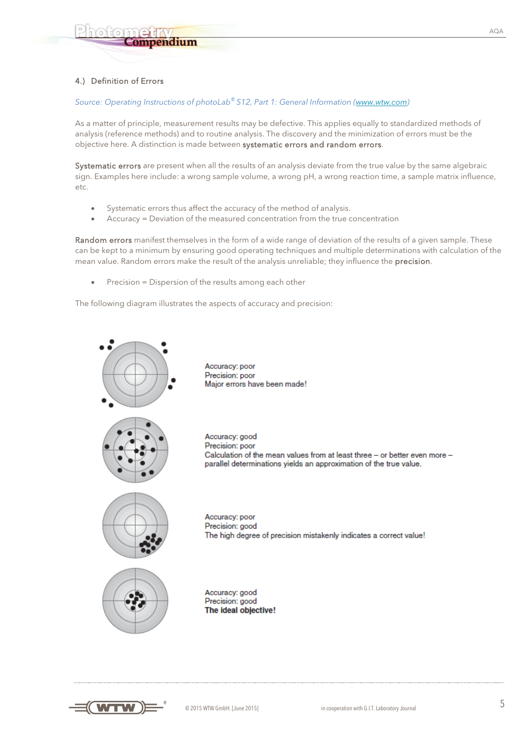## 4.) Definition of Errors

*Source: Operating Instructions of photoLab® S12, Part 1: General Information (www.wtw.com)*

As a matter of principle, measurement results may be defective. This applies equally to standardized methods of analysis (reference methods) and to routine analysis. The discovery and the minimization of errors must be the objective here. A distinction is made between **systematic errors and random errors**.

**Systematic errors** are present when all the results of an analysis deviate from the true value by the same algebraic sign. Examples here include: a wrong sample volume, a wrong pH, a wrong reaction time, a sample matrix influence, etc.

- Systematic errors thus affect the accuracy of the method of analysis.
- Accuracy = Deviation of the measured concentration from the true concentration

**Random errors** manifest themselves in the form of a wide range of deviation of the results of a given sample. These can be kept to a minimum by ensuring good operating techniques and multiple determinations with calculation of the mean value. Random errors make the result of the analysis unreliable; they influence the **precision**.

- Precision = Dispersion of the results among each other

The following diagram illustrates the aspects of accuracy and precision:

Accuracy: poor
Precision: poor
Major errors have been made!

Accuracy: good
Precision: poor
Calculation of the mean values from at least three – or better even more – parallel determinations yields an approximation of the true value.

Accuracy: poor
Precision: good
The high degree of precision mistakenly indicates a correct value!

Accuracy: good
Precision: good
**The ideal objective!**